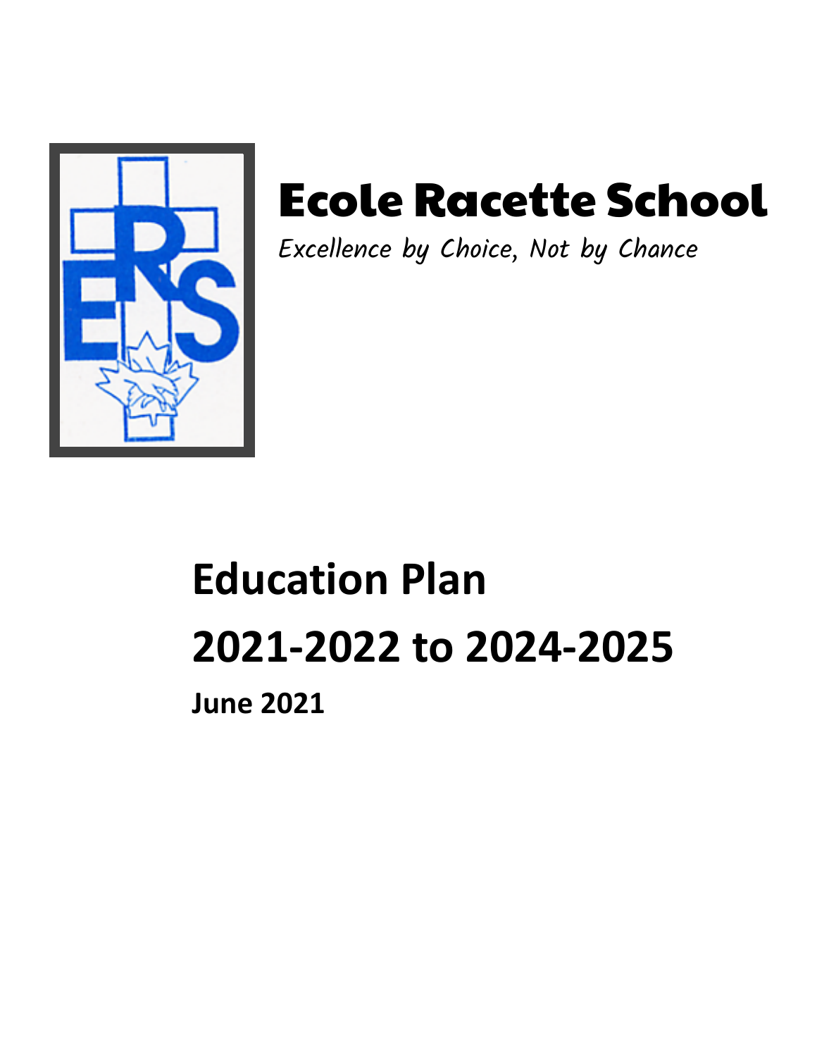# Ecole Racette School

*Excellence by Choice, Not by Chance*

# Education Plan

# 2021-2022 to 2024-2025

**June 2021**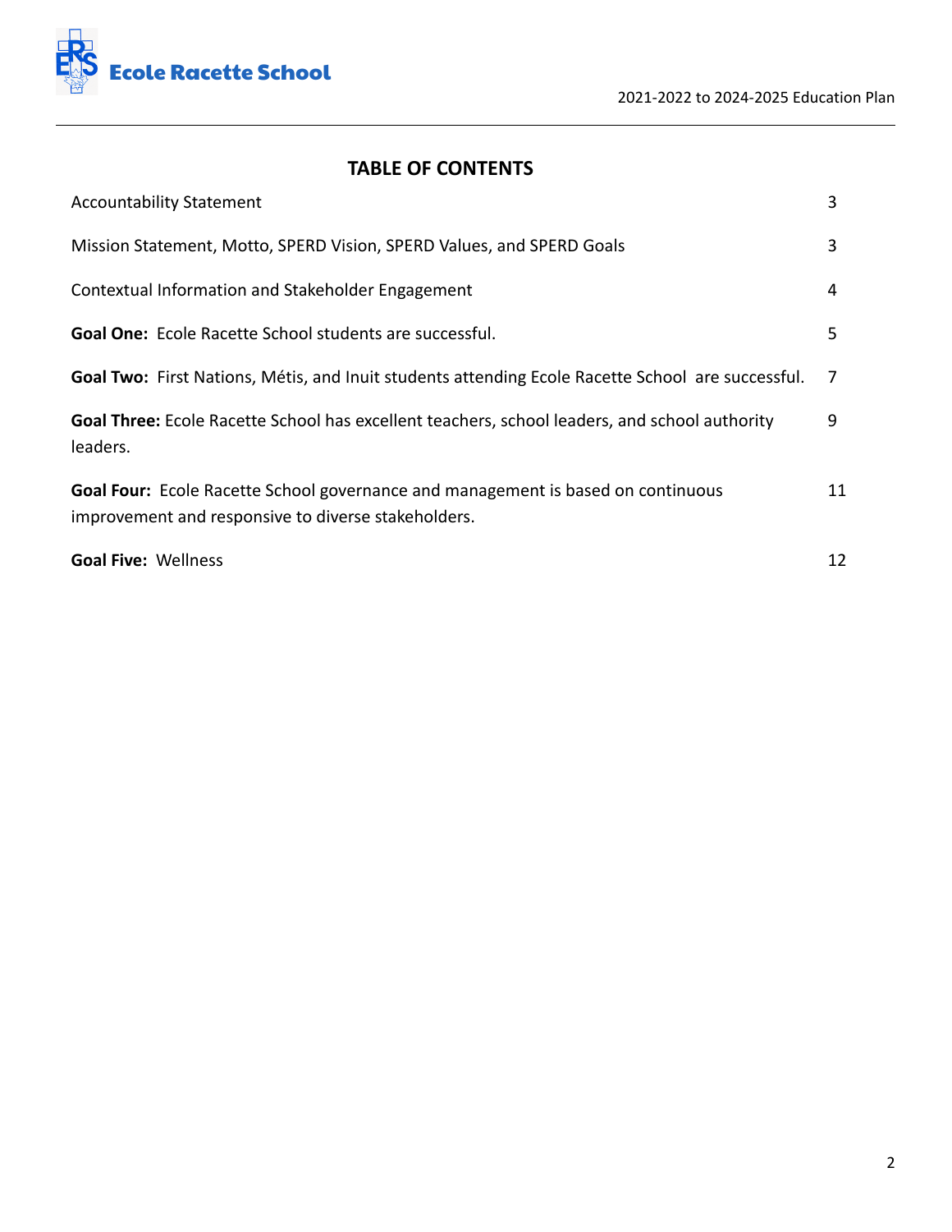## TABLE OF CONTENTS

| | |
|---|---|
| Accountability Statement | 3 |
| Mission Statement, Motto, SPERD Vision, SPERD Values, and SPERD Goals | 3 |
| Contextual Information and Stakeholder Engagement | 4 |
| **Goal One:** Ecole Racette School students are successful. | 5 |
| **Goal Two:** First Nations, Métis, and Inuit students attending Ecole Racette School are successful. | 7 |
| **Goal Three:** Ecole Racette School has excellent teachers, school leaders, and school authority leaders. | 9 |
| **Goal Four:** Ecole Racette School governance and management is based on continuous improvement and responsive to diverse stakeholders. | 11 |
| **Goal Five:** Wellness | 12 |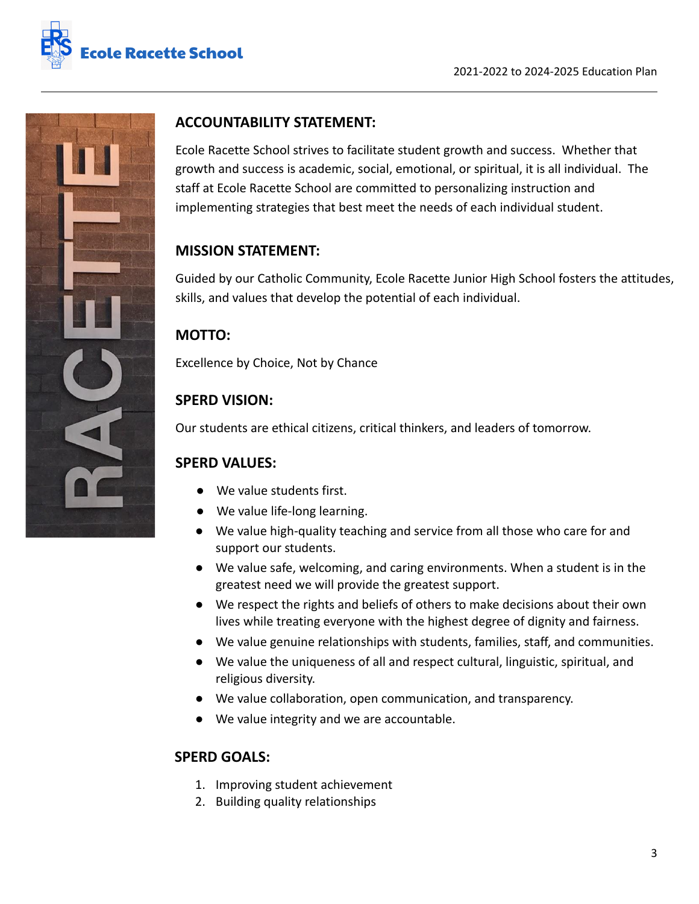## ACCOUNTABILITY STATEMENT:

Ecole Racette School strives to facilitate student growth and success. Whether that growth and success is academic, social, emotional, or spiritual, it is all individual. The staff at Ecole Racette School are committed to personalizing instruction and implementing strategies that best meet the needs of each individual student.

## MISSION STATEMENT:

Guided by our Catholic Community, Ecole Racette Junior High School fosters the attitudes, skills, and values that develop the potential of each individual.

## MOTTO:

Excellence by Choice, Not by Chance

## SPERD VISION:

Our students are ethical citizens, critical thinkers, and leaders of tomorrow.

## SPERD VALUES:

- We value students first.
- We value life-long learning.
- We value high-quality teaching and service from all those who care for and support our students.
- We value safe, welcoming, and caring environments. When a student is in the greatest need we will provide the greatest support.
- We respect the rights and beliefs of others to make decisions about their own lives while treating everyone with the highest degree of dignity and fairness.
- We value genuine relationships with students, families, staff, and communities.
- We value the uniqueness of all and respect cultural, linguistic, spiritual, and religious diversity.
- We value collaboration, open communication, and transparency.
- We value integrity and we are accountable.

## SPERD GOALS:

1. Improving student achievement
2. Building quality relationships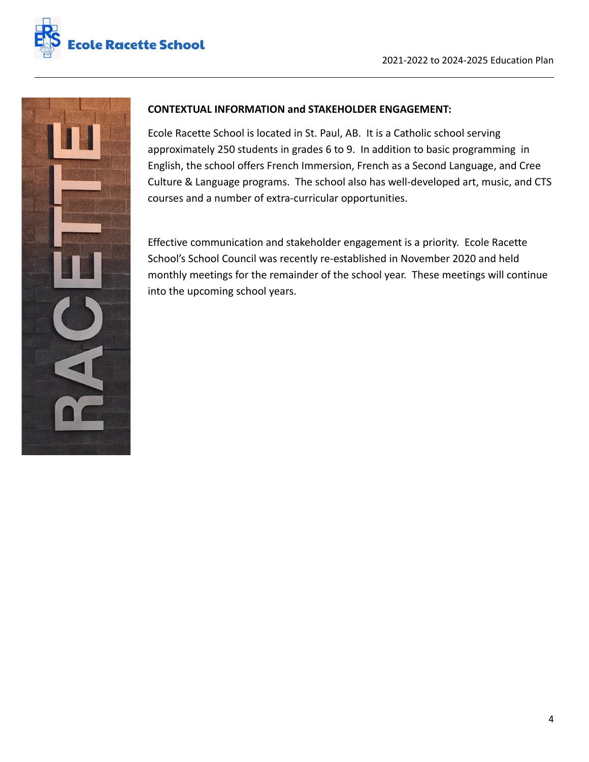**CONTEXTUAL INFORMATION and STAKEHOLDER ENGAGEMENT:**

Ecole Racette School is located in St. Paul, AB. It is a Catholic school serving approximately 250 students in grades 6 to 9. In addition to basic programming in English, the school offers French Immersion, French as a Second Language, and Cree Culture & Language programs. The school also has well-developed art, music, and CTS courses and a number of extra-curricular opportunities.

Effective communication and stakeholder engagement is a priority. Ecole Racette School's School Council was recently re-established in November 2020 and held monthly meetings for the remainder of the school year. These meetings will continue into the upcoming school years.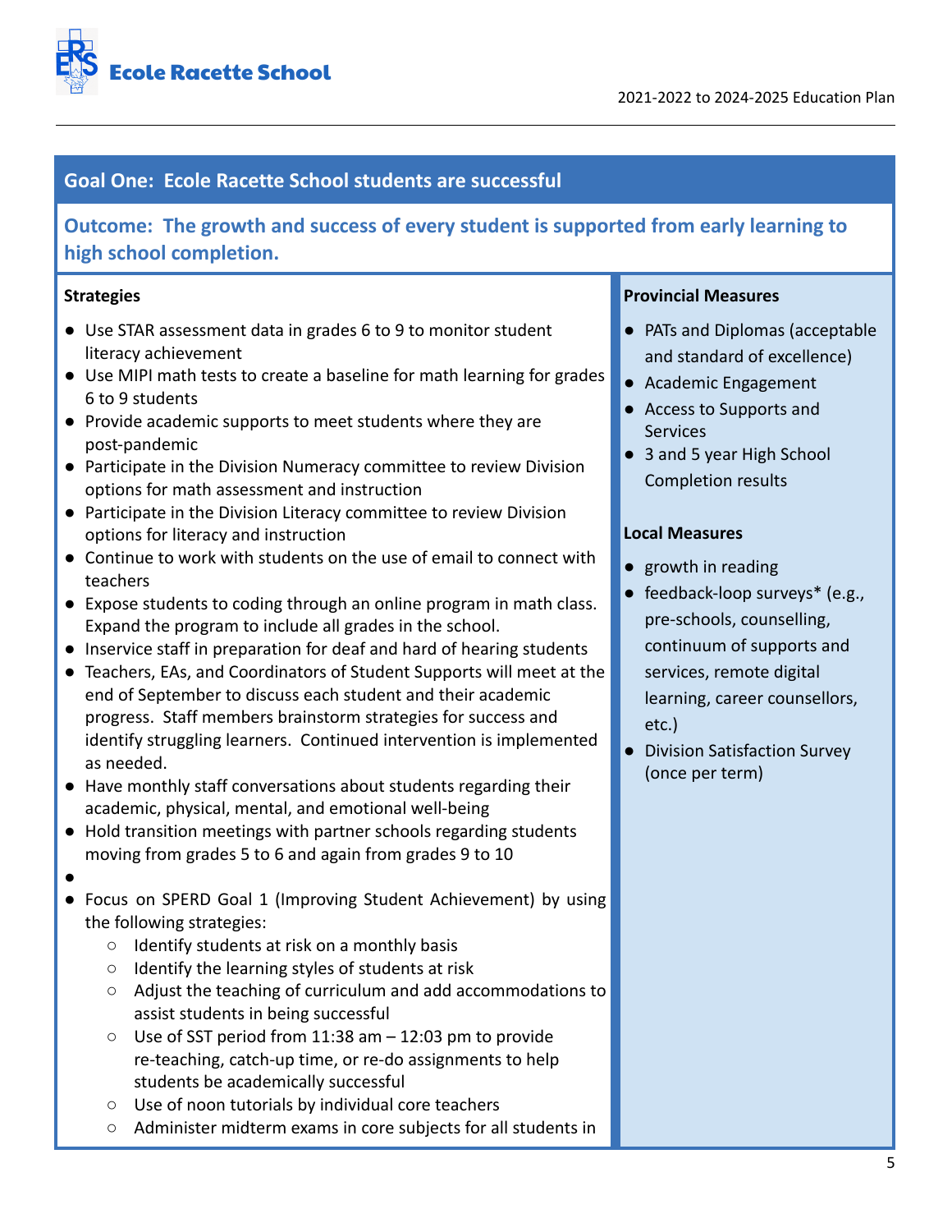## Goal One: Ecole Racette School students are successful

### Outcome: The growth and success of every student is supported from early learning to high school completion.

**Strategies**

- Use STAR assessment data in grades 6 to 9 to monitor student literacy achievement
- Use MIPI math tests to create a baseline for math learning for grades 6 to 9 students
- Provide academic supports to meet students where they are post-pandemic
- Participate in the Division Numeracy committee to review Division options for math assessment and instruction
- Participate in the Division Literacy committee to review Division options for literacy and instruction
- Continue to work with students on the use of email to connect with teachers
- Expose students to coding through an online program in math class. Expand the program to include all grades in the school.
- Inservice staff in preparation for deaf and hard of hearing students
- Teachers, EAs, and Coordinators of Student Supports will meet at the end of September to discuss each student and their academic progress. Staff members brainstorm strategies for success and identify struggling learners. Continued intervention is implemented as needed.
- Have monthly staff conversations about students regarding their academic, physical, mental, and emotional well-being
- Hold transition meetings with partner schools regarding students moving from grades 5 to 6 and again from grades 9 to 10
- 
- Focus on SPERD Goal 1 (Improving Student Achievement) by using the following strategies:
  - Identify students at risk on a monthly basis
  - Identify the learning styles of students at risk
  - Adjust the teaching of curriculum and add accommodations to assist students in being successful
  - Use of SST period from 11:38 am – 12:03 pm to provide re-teaching, catch-up time, or re-do assignments to help students be academically successful
  - Use of noon tutorials by individual core teachers
  - Administer midterm exams in core subjects for all students in

**Provincial Measures**

- PATs and Diplomas (acceptable and standard of excellence)
- Academic Engagement
- Access to Supports and Services
- 3 and 5 year High School Completion results

**Local Measures**

- growth in reading
- feedback-loop surveys* (e.g., pre-schools, counselling, continuum of supports and services, remote digital learning, career counsellors, etc.)
- Division Satisfaction Survey (once per term)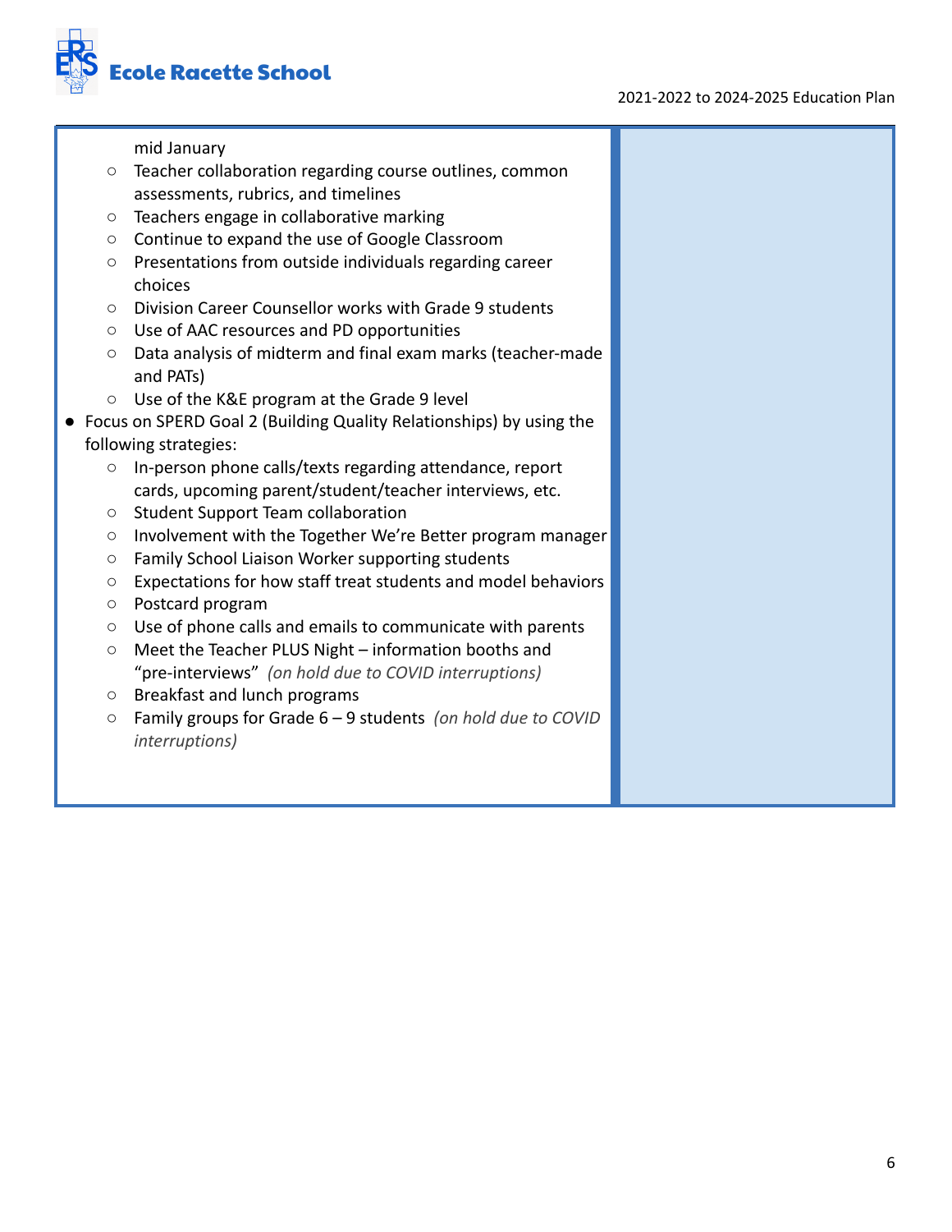mid January

- Teacher collaboration regarding course outlines, common assessments, rubrics, and timelines
- Teachers engage in collaborative marking
- Continue to expand the use of Google Classroom
- Presentations from outside individuals regarding career choices
- Division Career Counsellor works with Grade 9 students
- Use of AAC resources and PD opportunities
- Data analysis of midterm and final exam marks (teacher-made and PATs)
- Use of the K&E program at the Grade 9 level

- Focus on SPERD Goal 2 (Building Quality Relationships) by using the following strategies:
  - In-person phone calls/texts regarding attendance, report cards, upcoming parent/student/teacher interviews, etc.
  - Student Support Team collaboration
  - Involvement with the Together We're Better program manager
  - Family School Liaison Worker supporting students
  - Expectations for how staff treat students and model behaviors
  - Postcard program
  - Use of phone calls and emails to communicate with parents
  - Meet the Teacher PLUS Night – information booths and "pre-interviews" *(on hold due to COVID interruptions)*
  - Breakfast and lunch programs
  - Family groups for Grade 6 – 9 students *(on hold due to COVID interruptions)*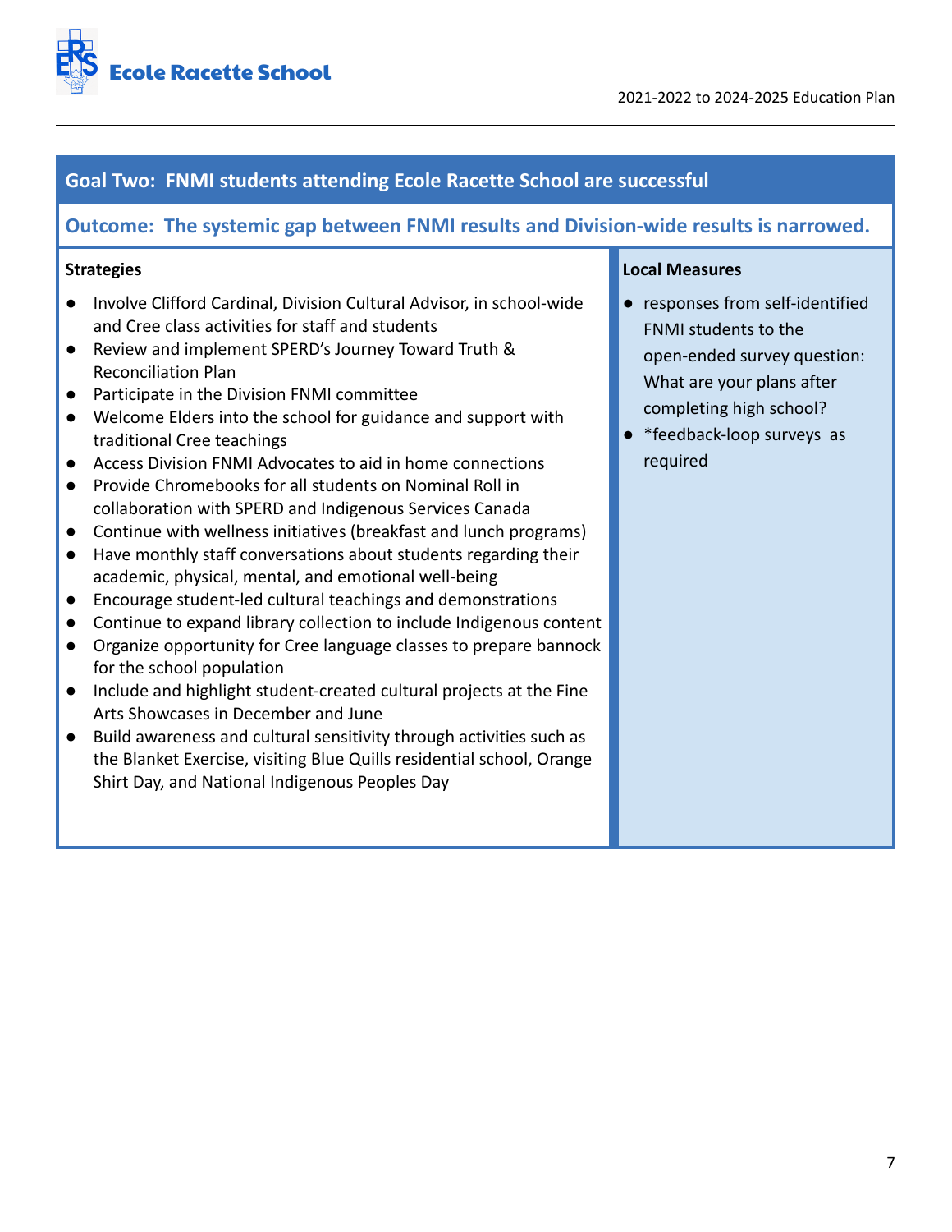## Goal Two: FNMI students attending Ecole Racette School are successful

### Outcome: The systemic gap between FNMI results and Division-wide results is narrowed.

**Strategies**

- Involve Clifford Cardinal, Division Cultural Advisor, in school-wide and Cree class activities for staff and students
- Review and implement SPERD's Journey Toward Truth & Reconciliation Plan
- Participate in the Division FNMI committee
- Welcome Elders into the school for guidance and support with traditional Cree teachings
- Access Division FNMI Advocates to aid in home connections
- Provide Chromebooks for all students on Nominal Roll in collaboration with SPERD and Indigenous Services Canada
- Continue with wellness initiatives (breakfast and lunch programs)
- Have monthly staff conversations about students regarding their academic, physical, mental, and emotional well-being
- Encourage student-led cultural teachings and demonstrations
- Continue to expand library collection to include Indigenous content
- Organize opportunity for Cree language classes to prepare bannock for the school population
- Include and highlight student-created cultural projects at the Fine Arts Showcases in December and June
- Build awareness and cultural sensitivity through activities such as the Blanket Exercise, visiting Blue Quills residential school, Orange Shirt Day, and National Indigenous Peoples Day

**Local Measures**

- responses from self-identified FNMI students to the open-ended survey question: What are your plans after completing high school?
- *feedback-loop surveys as required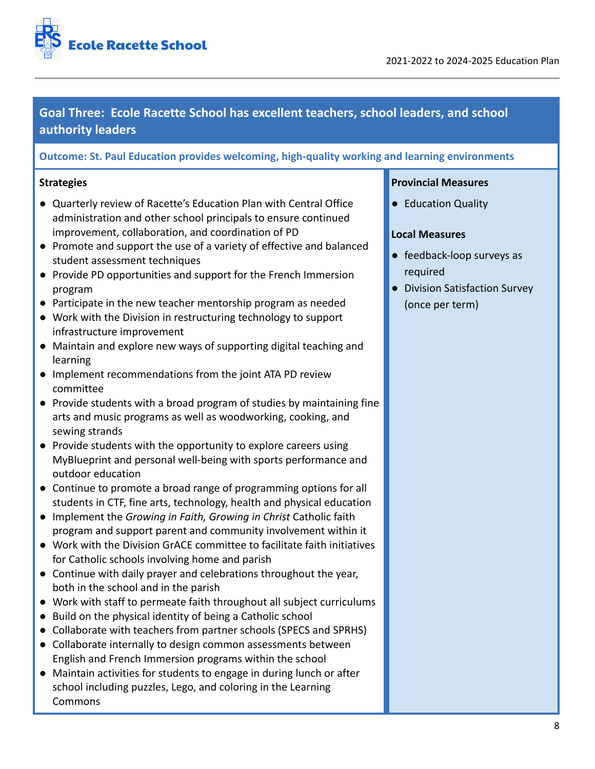## Goal Three: Ecole Racette School has excellent teachers, school leaders, and school authority leaders

**Outcome: St. Paul Education provides welcoming, high-quality working and learning environments**

**Strategies**

- Quarterly review of Racette's Education Plan with Central Office administration and other school principals to ensure continued improvement, collaboration, and coordination of PD
- Promote and support the use of a variety of effective and balanced student assessment techniques
- Provide PD opportunities and support for the French Immersion program
- Participate in the new teacher mentorship program as needed
- Work with the Division in restructuring technology to support infrastructure improvement
- Maintain and explore new ways of supporting digital teaching and learning
- Implement recommendations from the joint ATA PD review committee
- Provide students with a broad program of studies by maintaining fine arts and music programs as well as woodworking, cooking, and sewing strands
- Provide students with the opportunity to explore careers using MyBlueprint and personal well-being with sports performance and outdoor education
- Continue to promote a broad range of programming options for all students in CTF, fine arts, technology, health and physical education
- Implement the *Growing in Faith, Growing in Christ* Catholic faith program and support parent and community involvement within it
- Work with the Division GrACE committee to facilitate faith initiatives for Catholic schools involving home and parish
- Continue with daily prayer and celebrations throughout the year, both in the school and in the parish
- Work with staff to permeate faith throughout all subject curriculums
- Build on the physical identity of being a Catholic school
- Collaborate with teachers from partner schools (SPECS and SPRHS)
- Collaborate internally to design common assessments between English and French Immersion programs within the school
- Maintain activities for students to engage in during lunch or after school including puzzles, Lego, and coloring in the Learning Commons

**Provincial Measures**

- Education Quality

**Local Measures**

- feedback-loop surveys as required
- Division Satisfaction Survey (once per term)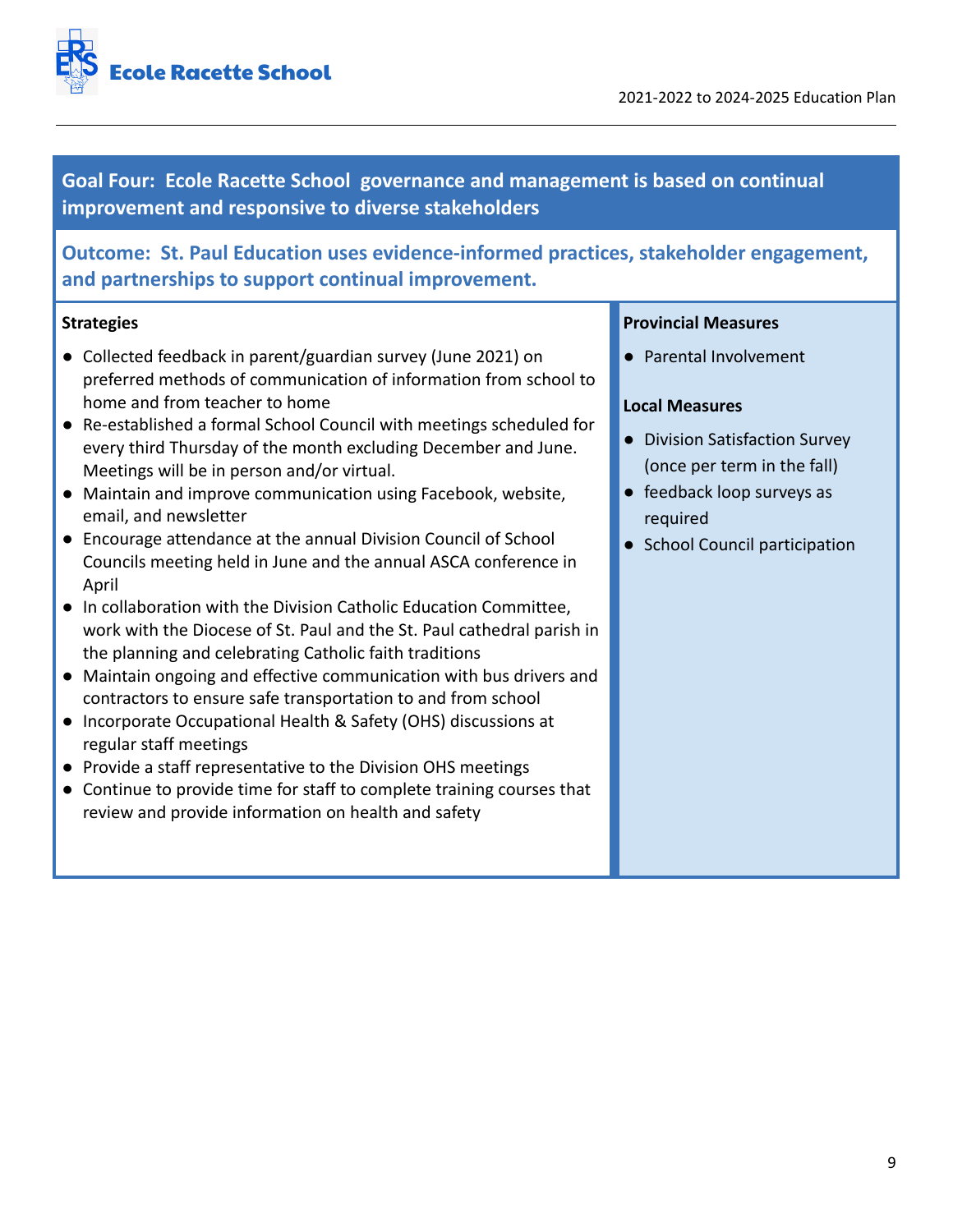## Goal Four: Ecole Racette School governance and management is based on continual improvement and responsive to diverse stakeholders

### Outcome: St. Paul Education uses evidence-informed practices, stakeholder engagement, and partnerships to support continual improvement.

**Strategies**

- Collected feedback in parent/guardian survey (June 2021) on preferred methods of communication of information from school to home and from teacher to home
- Re-established a formal School Council with meetings scheduled for every third Thursday of the month excluding December and June. Meetings will be in person and/or virtual.
- Maintain and improve communication using Facebook, website, email, and newsletter
- Encourage attendance at the annual Division Council of School Councils meeting held in June and the annual ASCA conference in April
- In collaboration with the Division Catholic Education Committee, work with the Diocese of St. Paul and the St. Paul cathedral parish in the planning and celebrating Catholic faith traditions
- Maintain ongoing and effective communication with bus drivers and contractors to ensure safe transportation to and from school
- Incorporate Occupational Health & Safety (OHS) discussions at regular staff meetings
- Provide a staff representative to the Division OHS meetings
- Continue to provide time for staff to complete training courses that review and provide information on health and safety

**Provincial Measures**

- Parental Involvement

**Local Measures**

- Division Satisfaction Survey (once per term in the fall)
- feedback loop surveys as required
- School Council participation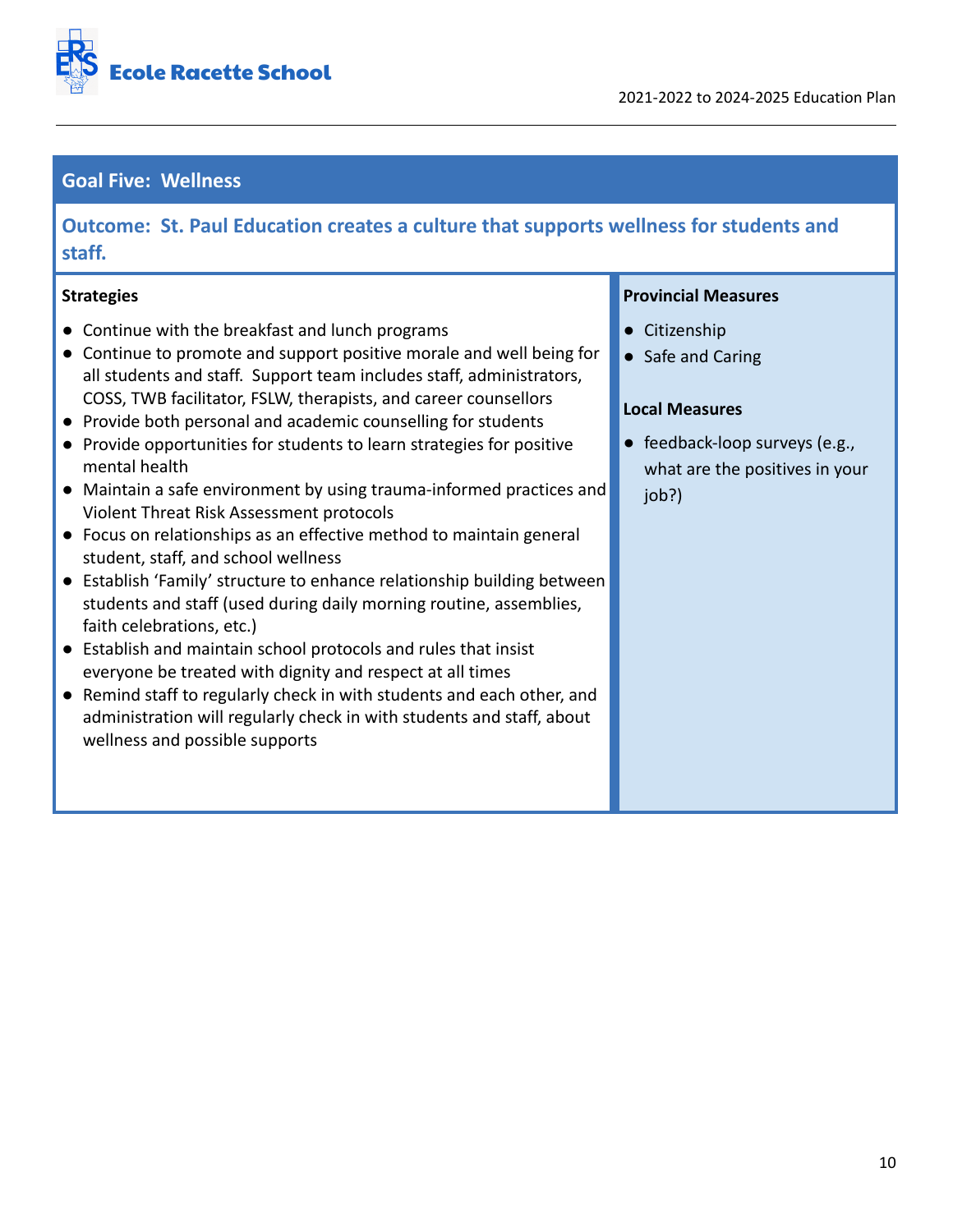## Goal Five: Wellness

### Outcome: St. Paul Education creates a culture that supports wellness for students and staff.

**Strategies**

- Continue with the breakfast and lunch programs
- Continue to promote and support positive morale and well being for all students and staff. Support team includes staff, administrators, COSS, TWB facilitator, FSLW, therapists, and career counsellors
- Provide both personal and academic counselling for students
- Provide opportunities for students to learn strategies for positive mental health
- Maintain a safe environment by using trauma-informed practices and Violent Threat Risk Assessment protocols
- Focus on relationships as an effective method to maintain general student, staff, and school wellness
- Establish 'Family' structure to enhance relationship building between students and staff (used during daily morning routine, assemblies, faith celebrations, etc.)
- Establish and maintain school protocols and rules that insist everyone be treated with dignity and respect at all times
- Remind staff to regularly check in with students and each other, and administration will regularly check in with students and staff, about wellness and possible supports

**Provincial Measures**

- Citizenship
- Safe and Caring

**Local Measures**

- feedback-loop surveys (e.g., what are the positives in your job?)